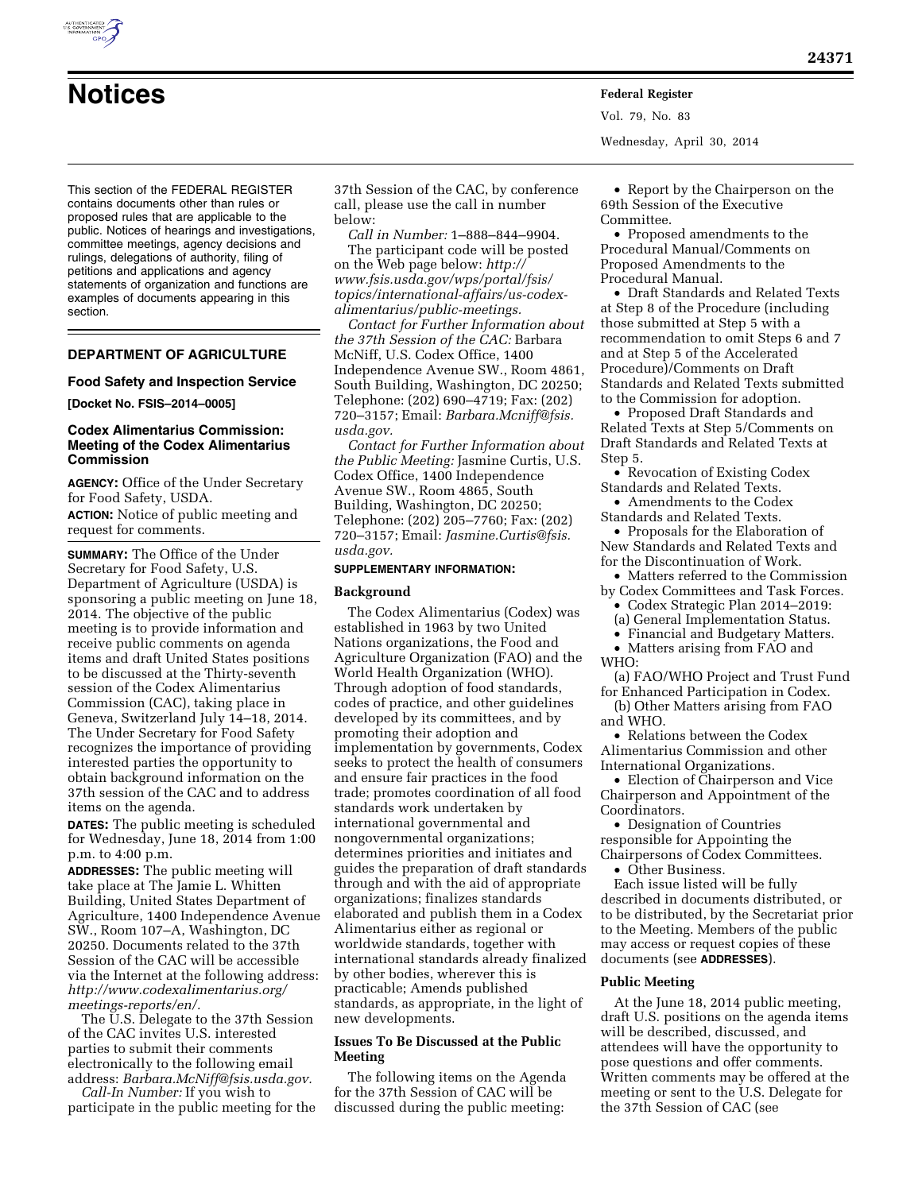# Notices

This section of the FEDERAL REGISTER contains documents other than rules or proposed rules that are applicable to the public. Notices of hearings and investigations, committee meetings, agency decisions and rulings, delegations of authority, filing of petitions and applications and agency statements of organization and functions are examples of documents appearing in this section.

## DEPARTMENT OF AGRICULTURE

### Food Safety and Inspection Service

**[Docket No. FSIS–2014–0005]**

### Codex Alimentarius Commission: Meeting of the Codex Alimentarius Commission

**AGENCY:** Office of the Under Secretary for Food Safety, USDA.

**ACTION:** Notice of public meeting and request for comments.

**SUMMARY:** The Office of the Under Secretary for Food Safety, U.S. Department of Agriculture (USDA) is sponsoring a public meeting on June 18, 2014. The objective of the public meeting is to provide information and receive public comments on agenda items and draft United States positions to be discussed at the Thirty-seventh session of the Codex Alimentarius Commission (CAC), taking place in Geneva, Switzerland July 14–18, 2014. The Under Secretary for Food Safety recognizes the importance of providing interested parties the opportunity to obtain background information on the 37th session of the CAC and to address items on the agenda.

**DATES:** The public meeting is scheduled for Wednesday, June 18, 2014 from 1:00 p.m. to 4:00 p.m.

**ADDRESSES:** The public meeting will take place at The Jamie L. Whitten Building, United States Department of Agriculture, 1400 Independence Avenue SW., Room 107–A, Washington, DC 20250. Documents related to the 37th Session of the CAC will be accessible via the Internet at the following address: *http://www.codexalimentarius.org/meetings-reports/en/.*

The U.S. Delegate to the 37th Session of the CAC invites U.S. interested parties to submit their comments electronically to the following email address: *Barbara.McNiff@fsis.usda.gov.*

*Call-In Number:* If you wish to participate in the public meeting for the 37th Session of the CAC, by conference call, please use the call in number below:

*Call in Number:* 1–888–844–9904.

The participant code will be posted on the Web page below: *http://www.fsis.usda.gov/wps/portal/fsis/topics/international-affairs/us-codex-alimentarius/public-meetings.*

*Contact for Further Information about the 37th Session of the CAC:* Barbara McNiff, U.S. Codex Office, 1400 Independence Avenue SW., Room 4861, South Building, Washington, DC 20250; Telephone: (202) 690–4719; Fax: (202) 720–3157; Email: *Barbara.Mcniff@fsis.usda.gov.*

*Contact for Further Information about the Public Meeting:* Jasmine Curtis, U.S. Codex Office, 1400 Independence Avenue SW., Room 4865, South Building, Washington, DC 20250; Telephone: (202) 205–7760; Fax: (202) 720–3157; Email: *Jasmine.Curtis@fsis.usda.gov.*

**SUPPLEMENTARY INFORMATION:**

#### Background

The Codex Alimentarius (Codex) was established in 1963 by two United Nations organizations, the Food and Agriculture Organization (FAO) and the World Health Organization (WHO). Through adoption of food standards, codes of practice, and other guidelines developed by its committees, and by promoting their adoption and implementation by governments, Codex seeks to protect the health of consumers and ensure fair practices in the food trade; promotes coordination of all food standards work undertaken by international governmental and nongovernmental organizations; determines priorities and initiates and guides the preparation of draft standards through and with the aid of appropriate organizations; finalizes standards elaborated and publish them in a Codex Alimentarius either as regional or worldwide standards, together with international standards already finalized by other bodies, wherever this is practicable; Amends published standards, as appropriate, in the light of new developments.

#### Issues To Be Discussed at the Public Meeting

The following items on the Agenda for the 37th Session of CAC will be discussed during the public meeting:

- Report by the Chairperson on the 69th Session of the Executive Committee.
- Proposed amendments to the Procedural Manual/Comments on Proposed Amendments to the Procedural Manual.
- Draft Standards and Related Texts at Step 8 of the Procedure (including those submitted at Step 5 with a recommendation to omit Steps 6 and 7 and at Step 5 of the Accelerated Procedure)/Comments on Draft Standards and Related Texts submitted to the Commission for adoption.
- Proposed Draft Standards and Related Texts at Step 5/Comments on Draft Standards and Related Texts at Step 5.
- Revocation of Existing Codex Standards and Related Texts.
- Amendments to the Codex Standards and Related Texts.
- Proposals for the Elaboration of New Standards and Related Texts and for the Discontinuation of Work.
- Matters referred to the Commission by Codex Committees and Task Forces.
- Codex Strategic Plan 2014–2019:

(a) General Implementation Status.

- Financial and Budgetary Matters.
- Matters arising from FAO and WHO:

(a) FAO/WHO Project and Trust Fund for Enhanced Participation in Codex.

(b) Other Matters arising from FAO and WHO.

- Relations between the Codex Alimentarius Commission and other International Organizations.
- Election of Chairperson and Vice Chairperson and Appointment of the Coordinators.
- Designation of Countries responsible for Appointing the Chairpersons of Codex Committees.
- Other Business.

Each issue listed will be fully described in documents distributed, or to be distributed, by the Secretariat prior to the Meeting. Members of the public may access or request copies of these documents (see **ADDRESSES**).

#### Public Meeting

At the June 18, 2014 public meeting, draft U.S. positions on the agenda items will be described, discussed, and attendees will have the opportunity to pose questions and offer comments. Written comments may be offered at the meeting or sent to the U.S. Delegate for the 37th Session of CAC (see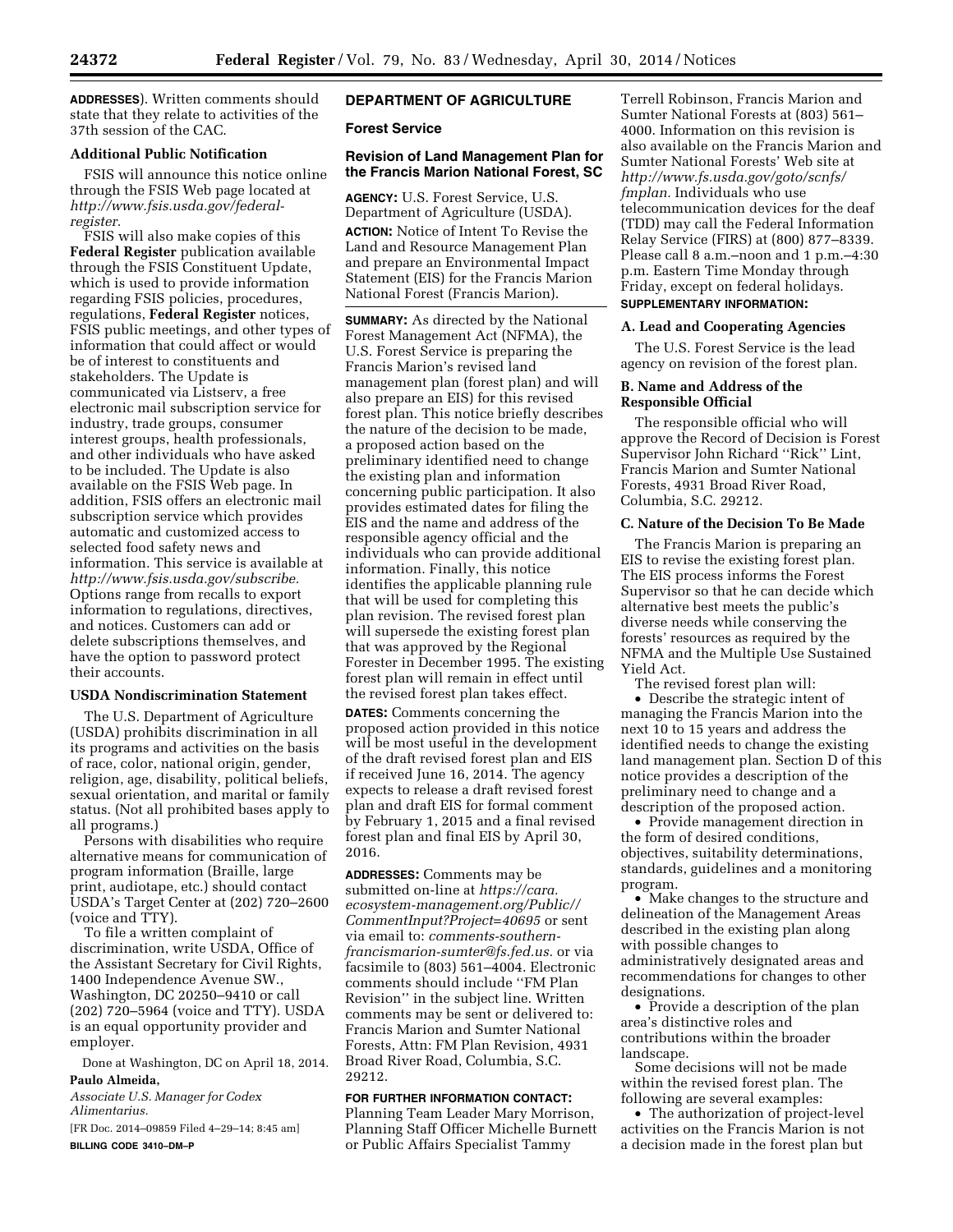**ADDRESSES**). Written comments should state that they relate to activities of the 37th session of the CAC.

### Additional Public Notification

FSIS will announce this notice online through the FSIS Web page located at *http://www.fsis.usda.gov/federal-register.*

FSIS will also make copies of this **Federal Register** publication available through the FSIS Constituent Update, which is used to provide information regarding FSIS policies, procedures, regulations, **Federal Register** notices, FSIS public meetings, and other types of information that could affect or would be of interest to constituents and stakeholders. The Update is communicated via Listserv, a free electronic mail subscription service for industry, trade groups, consumer interest groups, health professionals, and other individuals who have asked to be included. The Update is also available on the FSIS Web page. In addition, FSIS offers an electronic mail subscription service which provides automatic and customized access to selected food safety news and information. This service is available at *http://www.fsis.usda.gov/subscribe.* Options range from recalls to export information to regulations, directives, and notices. Customers can add or delete subscriptions themselves, and have the option to password protect their accounts.

### USDA Nondiscrimination Statement

The U.S. Department of Agriculture (USDA) prohibits discrimination in all its programs and activities on the basis of race, color, national origin, gender, religion, age, disability, political beliefs, sexual orientation, and marital or family status. (Not all prohibited bases apply to all programs.)

Persons with disabilities who require alternative means for communication of program information (Braille, large print, audiotape, etc.) should contact USDA's Target Center at (202) 720–2600 (voice and TTY).

To file a written complaint of discrimination, write USDA, Office of the Assistant Secretary for Civil Rights, 1400 Independence Avenue SW., Washington, DC 20250–9410 or call (202) 720–5964 (voice and TTY). USDA is an equal opportunity provider and employer.

Done at Washington, DC on April 18, 2014.

**Paulo Almeida,**

*Associate U.S. Manager for Codex Alimentarius.*

[FR Doc. 2014–09859 Filed 4–29–14; 8:45 am]

**BILLING CODE 3410–DM–P**

## DEPARTMENT OF AGRICULTURE

### Forest Service

### Revision of Land Management Plan for the Francis Marion National Forest, SC

**AGENCY:** U.S. Forest Service, U.S. Department of Agriculture (USDA).

**ACTION:** Notice of Intent To Revise the Land and Resource Management Plan and prepare an Environmental Impact Statement (EIS) for the Francis Marion National Forest (Francis Marion).

**SUMMARY:** As directed by the National Forest Management Act (NFMA), the U.S. Forest Service is preparing the Francis Marion's revised land management plan (forest plan) and will also prepare an EIS) for this revised forest plan. This notice briefly describes the nature of the decision to be made, a proposed action based on the preliminary identified need to change the existing plan and information concerning public participation. It also provides estimated dates for filing the EIS and the name and address of the responsible agency official and the individuals who can provide additional information. Finally, this notice identifies the applicable planning rule that will be used for completing this plan revision. The revised forest plan will supersede the existing forest plan that was approved by the Regional Forester in December 1995. The existing forest plan will remain in effect until the revised forest plan takes effect.

**DATES:** Comments concerning the proposed action provided in this notice will be most useful in the development of the draft revised forest plan and EIS if received June 16, 2014. The agency expects to release a draft revised forest plan and draft EIS for formal comment by February 1, 2015 and a final revised forest plan and final EIS by April 30, 2016.

**ADDRESSES:** Comments may be submitted on-line at *https://cara.ecosystem-management.org/Public//CommentInput?Project=40695* or sent via email to: *comments-southern-francismarion-sumter@fs.fed.us.* or via facsimile to (803) 561–4004. Electronic comments should include ''FM Plan Revision'' in the subject line. Written comments may be sent or delivered to: Francis Marion and Sumter National Forests, Attn: FM Plan Revision, 4931 Broad River Road, Columbia, S.C. 29212.

**FOR FURTHER INFORMATION CONTACT:** Planning Team Leader Mary Morrison, Planning Staff Officer Michelle Burnett or Public Affairs Specialist Tammy Terrell Robinson, Francis Marion and Sumter National Forests at (803) 561–4000. Information on this revision is also available on the Francis Marion and Sumter National Forests' Web site at *http://www.fs.usda.gov/goto/scnfs/fmplan.* Individuals who use telecommunication devices for the deaf (TDD) may call the Federal Information Relay Service (FIRS) at (800) 877–8339. Please call 8 a.m.–noon and 1 p.m.–4:30 p.m. Eastern Time Monday through Friday, except on federal holidays.

**SUPPLEMENTARY INFORMATION:**

### A. Lead and Cooperating Agencies

The U.S. Forest Service is the lead agency on revision of the forest plan.

### B. Name and Address of the Responsible Official

The responsible official who will approve the Record of Decision is Forest Supervisor John Richard ''Rick'' Lint, Francis Marion and Sumter National Forests, 4931 Broad River Road, Columbia, S.C. 29212.

### C. Nature of the Decision To Be Made

The Francis Marion is preparing an EIS to revise the existing forest plan. The EIS process informs the Forest Supervisor so that he can decide which alternative best meets the public's diverse needs while conserving the forests' resources as required by the NFMA and the Multiple Use Sustained Yield Act.

The revised forest plan will:

- Describe the strategic intent of managing the Francis Marion into the next 10 to 15 years and address the identified needs to change the existing land management plan. Section D of this notice provides a description of the preliminary need to change and a description of the proposed action.
- Provide management direction in the form of desired conditions, objectives, suitability determinations, standards, guidelines and a monitoring program.
- Make changes to the structure and delineation of the Management Areas described in the existing plan along with possible changes to administratively designated areas and recommendations for changes to other designations.
- Provide a description of the plan area's distinctive roles and contributions within the broader landscape.

Some decisions will not be made within the revised forest plan. The following are several examples:

- The authorization of project-level activities on the Francis Marion is not a decision made in the forest plan but